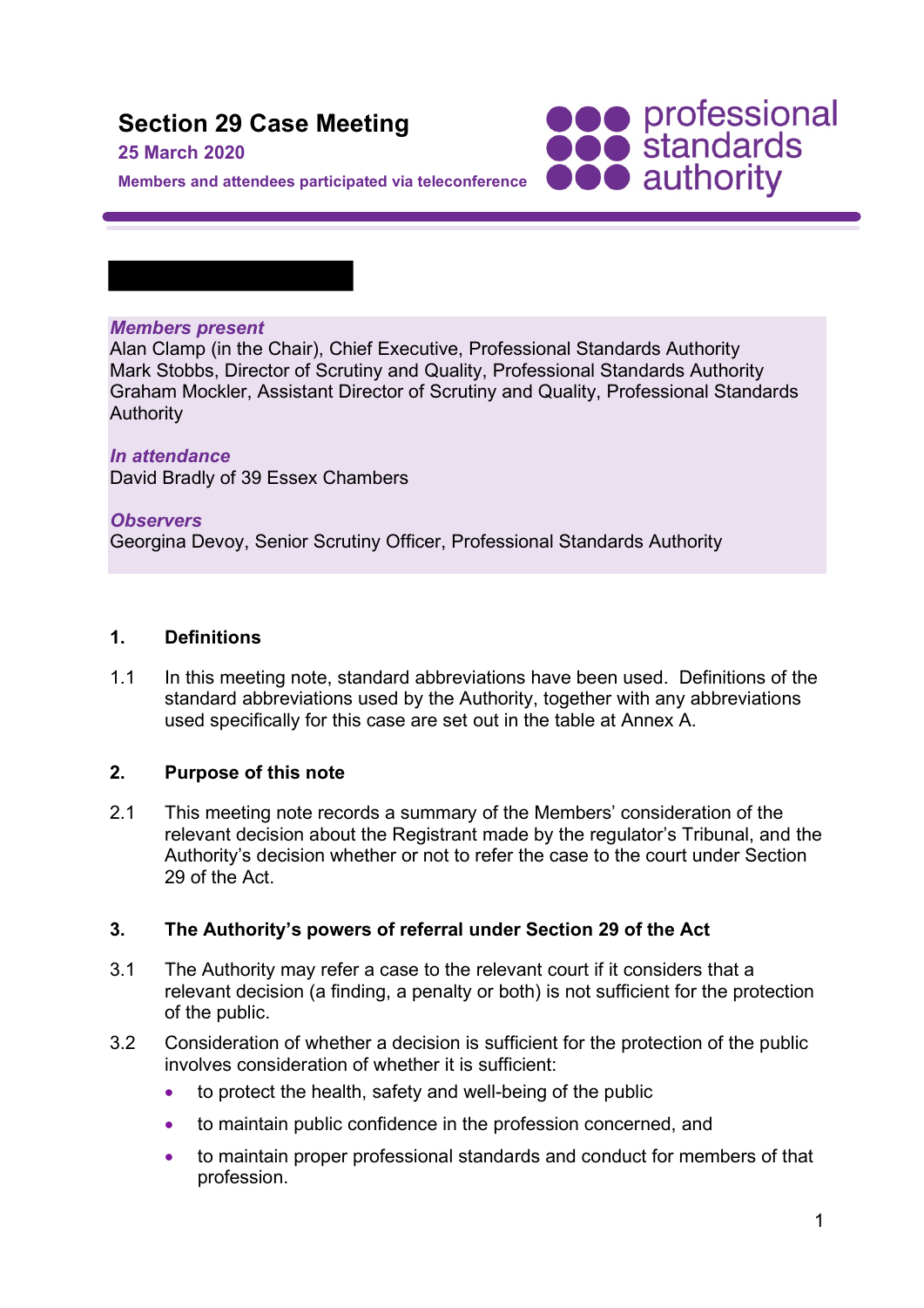# Section 29 Case Meeting

**25 March 2020**

**Members and attendees participated via teleconference**

***Members present***
Alan Clamp (in the Chair), Chief Executive, Professional Standards Authority
Mark Stobbs, Director of Scrutiny and Quality, Professional Standards Authority
Graham Mockler, Assistant Director of Scrutiny and Quality, Professional Standards Authority

***In attendance***
David Bradly of 39 Essex Chambers

***Observers***
Georgina Devoy, Senior Scrutiny Officer, Professional Standards Authority

## 1. Definitions

1.1 In this meeting note, standard abbreviations have been used. Definitions of the standard abbreviations used by the Authority, together with any abbreviations used specifically for this case are set out in the table at Annex A.

## 2. Purpose of this note

2.1 This meeting note records a summary of the Members' consideration of the relevant decision about the Registrant made by the regulator's Tribunal, and the Authority's decision whether or not to refer the case to the court under Section 29 of the Act.

## 3. The Authority's powers of referral under Section 29 of the Act

3.1 The Authority may refer a case to the relevant court if it considers that a relevant decision (a finding, a penalty or both) is not sufficient for the protection of the public.

3.2 Consideration of whether a decision is sufficient for the protection of the public involves consideration of whether it is sufficient:

- to protect the health, safety and well-being of the public
- to maintain public confidence in the profession concerned, and
- to maintain proper professional standards and conduct for members of that profession.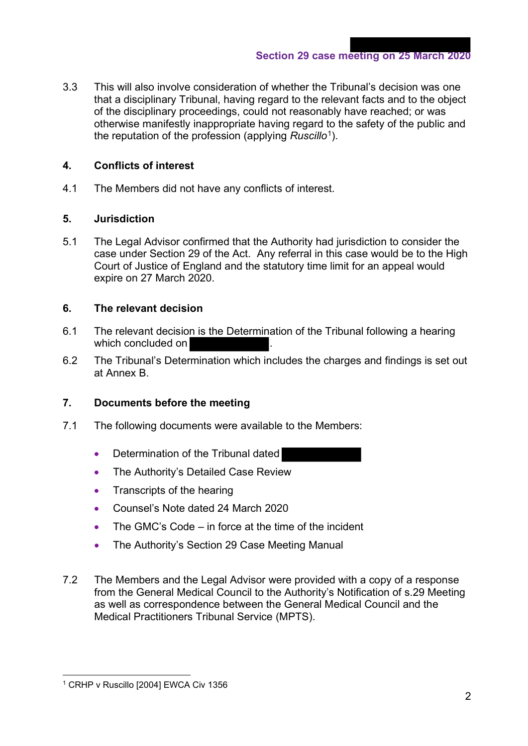3.3 This will also involve consideration of whether the Tribunal's decision was one that a disciplinary Tribunal, having regard to the relevant facts and to the object of the disciplinary proceedings, could not reasonably have reached; or was otherwise manifestly inappropriate having regard to the safety of the public and the reputation of the profession (applying *Ruscillo*[1]).

## 4. Conflicts of interest

4.1 The Members did not have any conflicts of interest.

## 5. Jurisdiction

5.1 The Legal Advisor confirmed that the Authority had jurisdiction to consider the case under Section 29 of the Act. Any referral in this case would be to the High Court of Justice of England and the statutory time limit for an appeal would expire on 27 March 2020.

## 6. The relevant decision

6.1 The relevant decision is the Determination of the Tribunal following a hearing which concluded on ██████████.

6.2 The Tribunal's Determination which includes the charges and findings is set out at Annex B.

## 7. Documents before the meeting

7.1 The following documents were available to the Members:

- Determination of the Tribunal dated ██████████
- The Authority's Detailed Case Review
- Transcripts of the hearing
- Counsel's Note dated 24 March 2020
- The GMC's Code – in force at the time of the incident
- The Authority's Section 29 Case Meeting Manual

7.2 The Members and the Legal Advisor were provided with a copy of a response from the General Medical Council to the Authority's Notification of s.29 Meeting as well as correspondence between the General Medical Council and the Medical Practitioners Tribunal Service (MPTS).

[1] CRHP v Ruscillo [2004] EWCA Civ 1356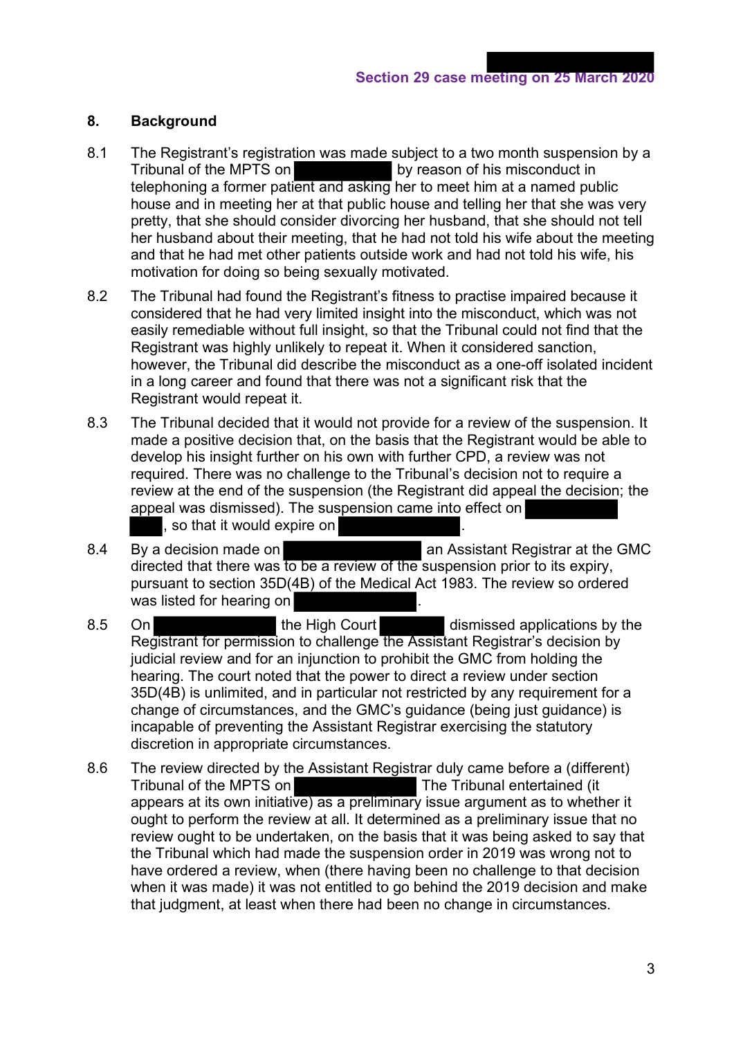## 8. Background

8.1 The Registrant's registration was made subject to a two month suspension by a Tribunal of the MPTS on [redacted] by reason of his misconduct in telephoning a former patient and asking her to meet him at a named public house and in meeting her at that public house and telling her that she was very pretty, that she should consider divorcing her husband, that she should not tell her husband about their meeting, that he had not told his wife about the meeting and that he had met other patients outside work and had not told his wife, his motivation for doing so being sexually motivated.

8.2 The Tribunal had found the Registrant's fitness to practise impaired because it considered that he had very limited insight into the misconduct, which was not easily remediable without full insight, so that the Tribunal could not find that the Registrant was highly unlikely to repeat it. When it considered sanction, however, the Tribunal did describe the misconduct as a one-off isolated incident in a long career and found that there was not a significant risk that the Registrant would repeat it.

8.3 The Tribunal decided that it would not provide for a review of the suspension. It made a positive decision that, on the basis that the Registrant would be able to develop his insight further on his own with further CPD, a review was not required. There was no challenge to the Tribunal's decision not to require a review at the end of the suspension (the Registrant did appeal the decision; the appeal was dismissed). The suspension came into effect on [redacted], so that it would expire on [redacted].

8.4 By a decision made on [redacted] an Assistant Registrar at the GMC directed that there was to be a review of the suspension prior to its expiry, pursuant to section 35D(4B) of the Medical Act 1983. The review so ordered was listed for hearing on [redacted].

8.5 On [redacted] the High Court [redacted] dismissed applications by the Registrant for permission to challenge the Assistant Registrar's decision by judicial review and for an injunction to prohibit the GMC from holding the hearing. The court noted that the power to direct a review under section 35D(4B) is unlimited, and in particular not restricted by any requirement for a change of circumstances, and the GMC's guidance (being just guidance) is incapable of preventing the Assistant Registrar exercising the statutory discretion in appropriate circumstances.

8.6 The review directed by the Assistant Registrar duly came before a (different) Tribunal of the MPTS on [redacted] The Tribunal entertained (it appears at its own initiative) as a preliminary issue argument as to whether it ought to perform the review at all. It determined as a preliminary issue that no review ought to be undertaken, on the basis that it was being asked to say that the Tribunal which had made the suspension order in 2019 was wrong not to have ordered a review, when (there having been no challenge to that decision when it was made) it was not entitled to go behind the 2019 decision and make that judgment, at least when there had been no change in circumstances.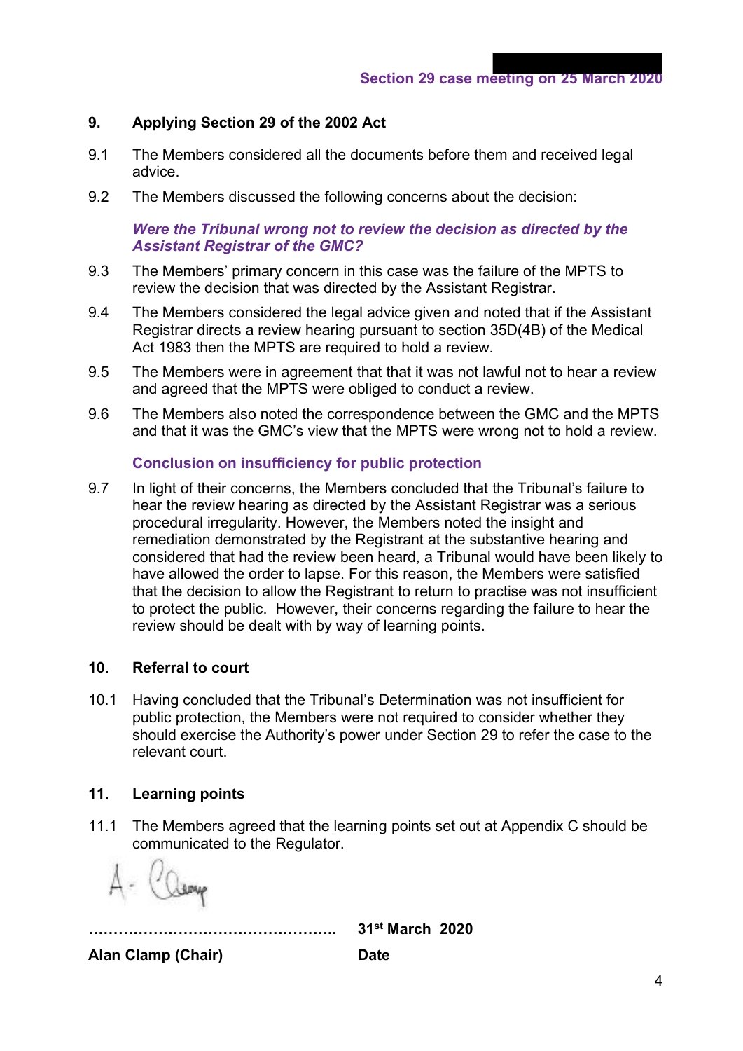## 9. Applying Section 29 of the 2002 Act

9.1 The Members considered all the documents before them and received legal advice.

9.2 The Members discussed the following concerns about the decision:

***Were the Tribunal wrong not to review the decision as directed by the Assistant Registrar of the GMC?***

9.3 The Members' primary concern in this case was the failure of the MPTS to review the decision that was directed by the Assistant Registrar.

9.4 The Members considered the legal advice given and noted that if the Assistant Registrar directs a review hearing pursuant to section 35D(4B) of the Medical Act 1983 then the MPTS are required to hold a review.

9.5 The Members were in agreement that that it was not lawful not to hear a review and agreed that the MPTS were obliged to conduct a review.

9.6 The Members also noted the correspondence between the GMC and the MPTS and that it was the GMC's view that the MPTS were wrong not to hold a review.

**Conclusion on insufficiency for public protection**

9.7 In light of their concerns, the Members concluded that the Tribunal's failure to hear the review hearing as directed by the Assistant Registrar was a serious procedural irregularity. However, the Members noted the insight and remediation demonstrated by the Registrant at the substantive hearing and considered that had the review been heard, a Tribunal would have been likely to have allowed the order to lapse. For this reason, the Members were satisfied that the decision to allow the Registrant to return to practise was not insufficient to protect the public. However, their concerns regarding the failure to hear the review should be dealt with by way of learning points.

## 10. Referral to court

10.1 Having concluded that the Tribunal's Determination was not insufficient for public protection, the Members were not required to consider whether they should exercise the Authority's power under Section 29 to refer the case to the relevant court.

## 11. Learning points

11.1 The Members agreed that the learning points set out at Appendix C should be communicated to the Regulator.

| ………………………………………….. | 31st March 2020 |
|---|---|
| **Alan Clamp (Chair)** | **Date** |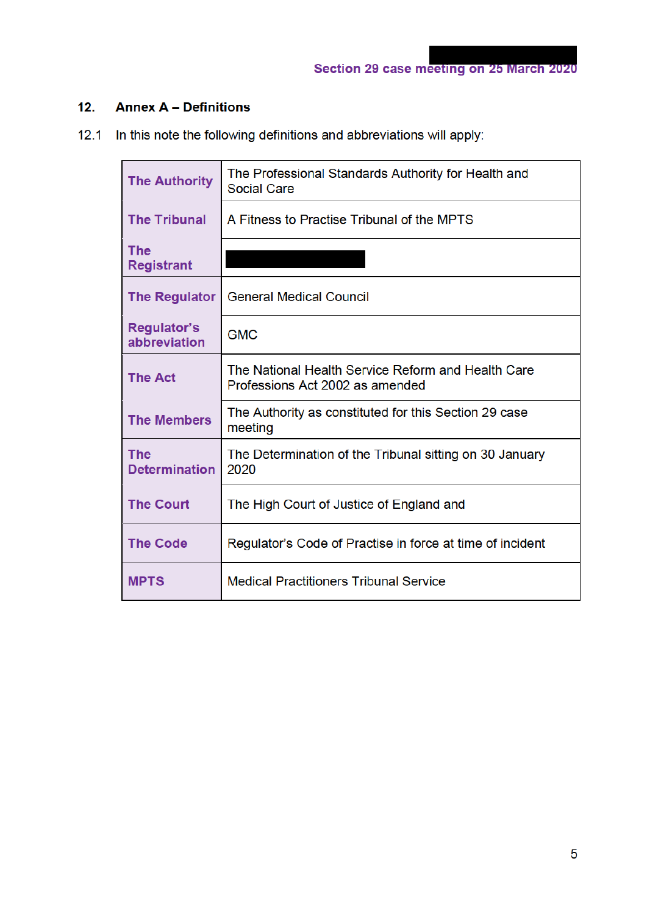## 12. Annex A – Definitions

12.1 In this note the following definitions and abbreviations will apply:

| | |
|---|---|
| **The Authority** | The Professional Standards Authority for Health and Social Care |
| **The Tribunal** | A Fitness to Practise Tribunal of the MPTS |
| **The Registrant** | |
| **The Regulator** | General Medical Council |
| **Regulator's abbreviation** | GMC |
| **The Act** | The National Health Service Reform and Health Care Professions Act 2002 as amended |
| **The Members** | The Authority as constituted for this Section 29 case meeting |
| **The Determination** | The Determination of the Tribunal sitting on 30 January 2020 |
| **The Court** | The High Court of Justice of England and |
| **The Code** | Regulator's Code of Practise in force at time of incident |
| **MPTS** | Medical Practitioners Tribunal Service |